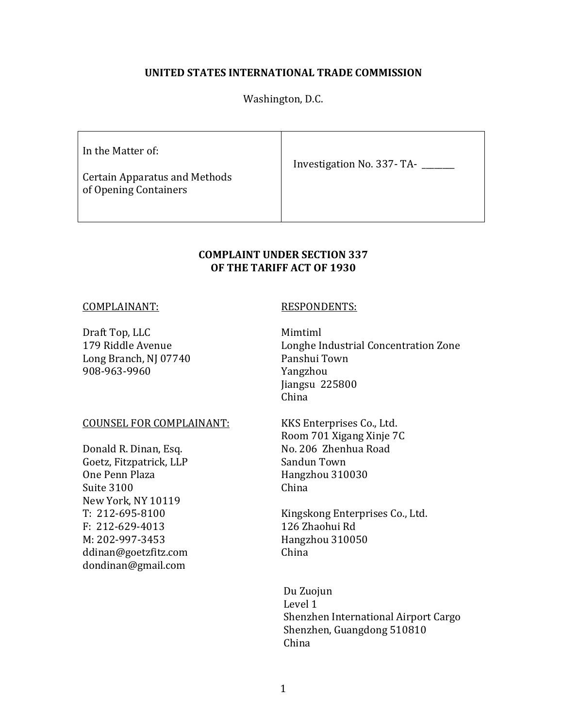**UNITED STATES INTERNATIONAL TRADE COMMISSION**

Washington, D.C.

| In the Matter of:<br><br>Certain Apparatus and Methods of Opening Containers | Investigation No. 337- TA- _______ |
|---|---|

**COMPLAINT UNDER SECTION 337**
**OF THE TARIFF ACT OF 1930**

COMPLAINANT:

Draft Top, LLC
179 Riddle Avenue
Long Branch, NJ 07740
908-963-9960

COUNSEL FOR COMPLAINANT:

Donald R. Dinan, Esq.
Goetz, Fitzpatrick, LLP
One Penn Plaza
Suite 3100
New York, NY 10119
T: 212-695-8100
F: 212-629-4013
M: 202-997-3453
ddinan@goetzfitz.com
dondinan@gmail.com

RESPONDENTS:

Mimtiml
Longhe Industrial Concentration Zone
Panshui Town
Yangzhou
Jiangsu 225800
China

KKS Enterprises Co., Ltd.
Room 701 Xigang Xinje 7C
No. 206 Zhenhua Road
Sandun Town
Hangzhou 310030
China

Kingskong Enterprises Co., Ltd.
126 Zhaohui Rd
Hangzhou 310050
China

Du Zuojun
Level 1
Shenzhen International Airport Cargo
Shenzhen, Guangdong 510810
China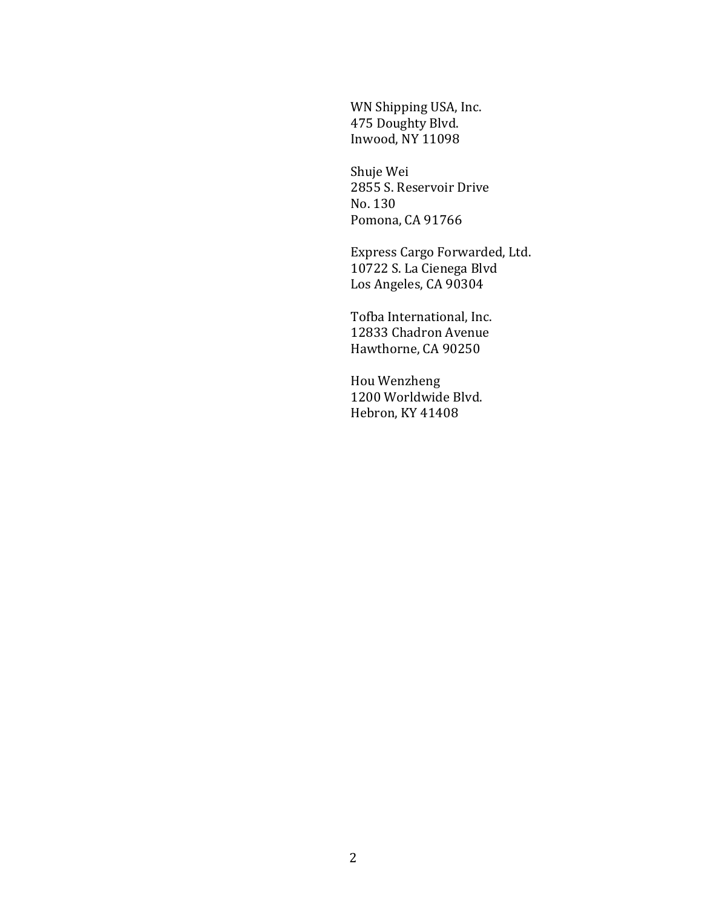WN Shipping USA, Inc.
475 Doughty Blvd.
Inwood, NY 11098

Shuje Wei
2855 S. Reservoir Drive
No. 130
Pomona, CA 91766

Express Cargo Forwarded, Ltd.
10722 S. La Cienega Blvd
Los Angeles, CA 90304

Tofba International, Inc.
12833 Chadron Avenue
Hawthorne, CA 90250

Hou Wenzheng
1200 Worldwide Blvd.
Hebron, KY 41408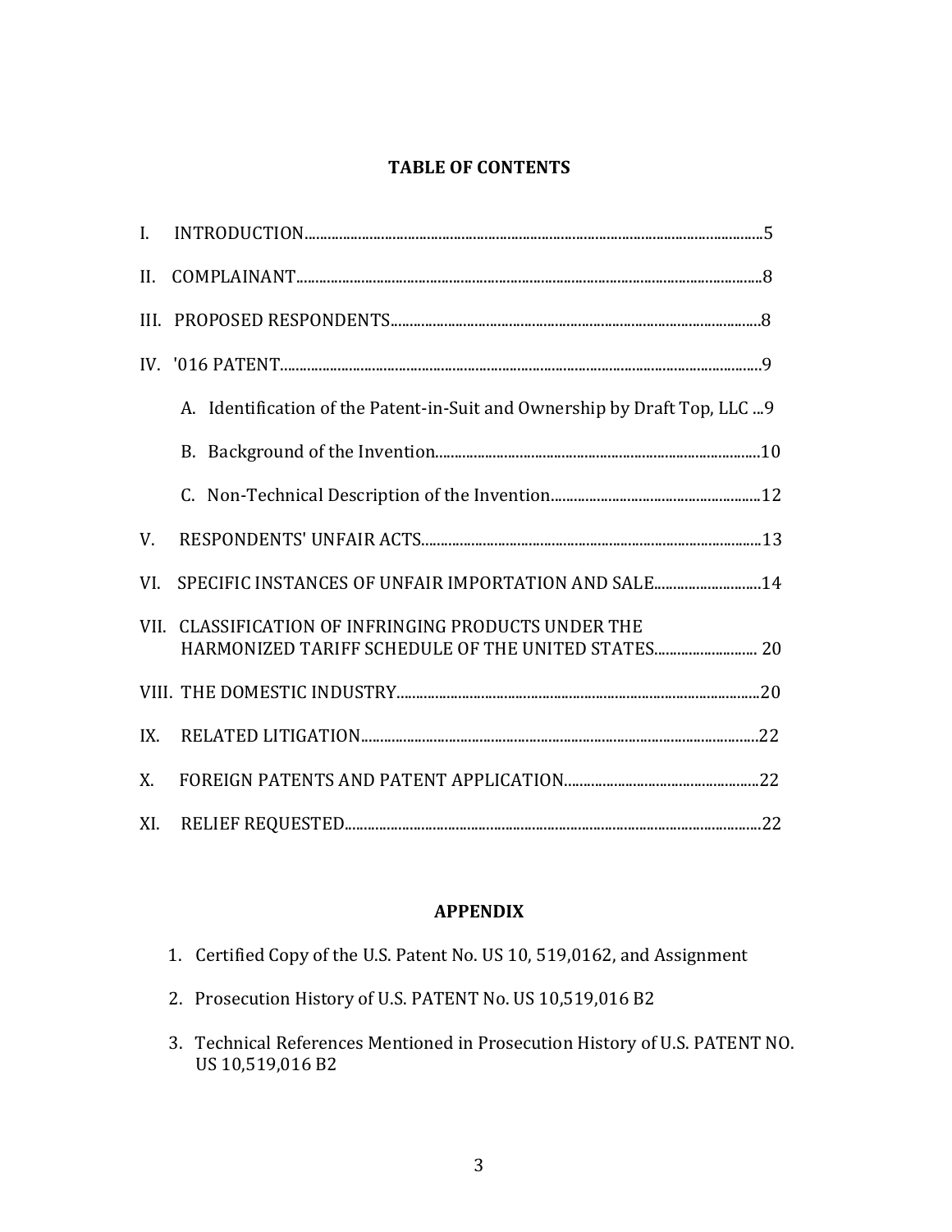## TABLE OF CONTENTS

I. INTRODUCTION....................................................................................................................5

II. COMPLAINANT......................................................................................................................8

III. PROPOSED RESPONDENTS...............................................................................................8

IV. '016 PATENT..........................................................................................................................9

- A. Identification of the Patent-in-Suit and Ownership by Draft Top, LLC ...9
- B. Background of the Invention...................................................................................10
- C. Non-Technical Description of the Invention.....................................................12

V. RESPONDENTS' UNFAIR ACTS.......................................................................................13

VI. SPECIFIC INSTANCES OF UNFAIR IMPORTATION AND SALE...........................14

VII. CLASSIFICATION OF INFRINGING PRODUCTS UNDER THE HARMONIZED TARIFF SCHEDULE OF THE UNITED STATES.......................... 20

VIII. THE DOMESTIC INDUSTRY............................................................................................20

IX. RELATED LITIGATION.....................................................................................................22

X. FOREIGN PATENTS AND PATENT APPLICATION.................................................22

XI. RELIEF REQUESTED...........................................................................................................22

## APPENDIX

1. Certified Copy of the U.S. Patent No. US 10, 519,0162, and Assignment
2. Prosecution History of U.S. PATENT No. US 10,519,016 B2
3. Technical References Mentioned in Prosecution History of U.S. PATENT NO. US 10,519,016 B2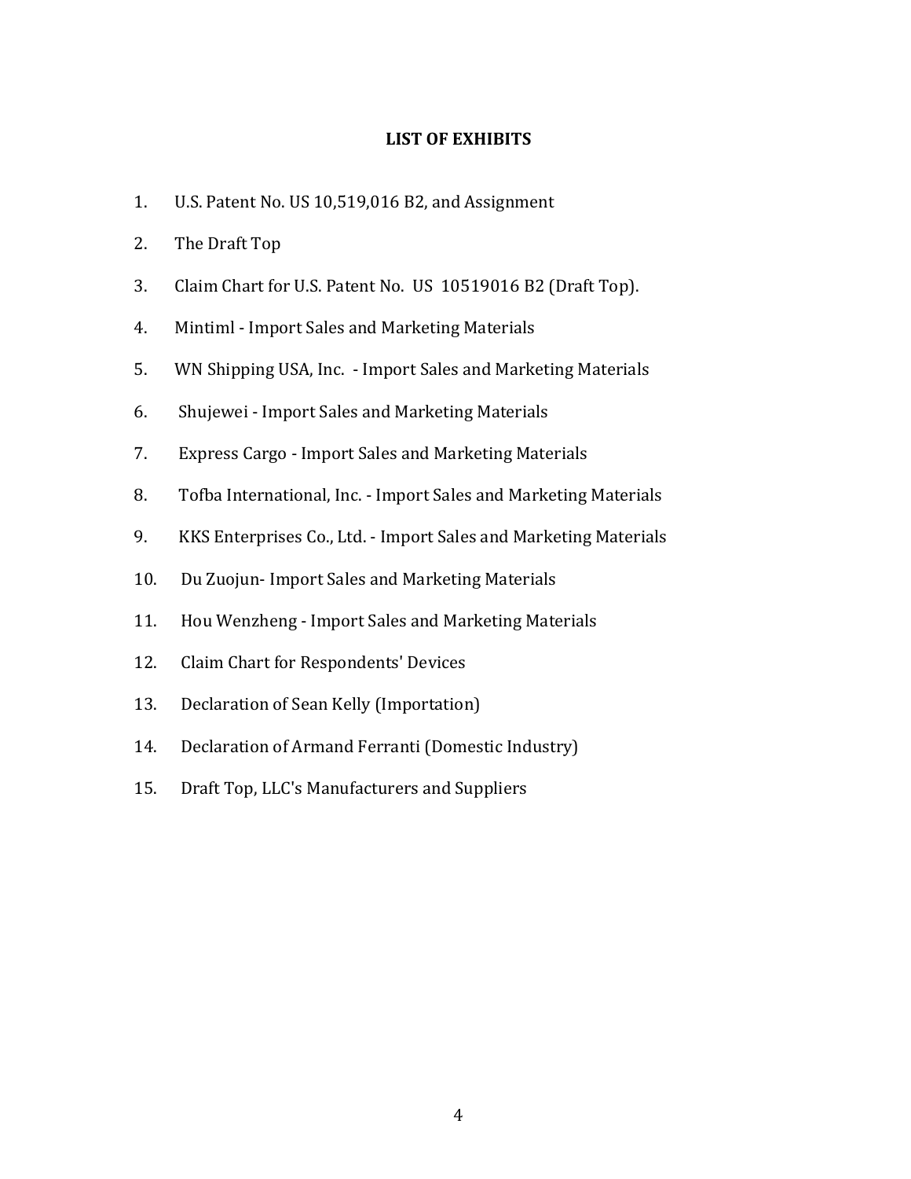## LIST OF EXHIBITS

1. U.S. Patent No. US 10,519,016 B2, and Assignment
2. The Draft Top
3. Claim Chart for U.S. Patent No. US 10519016 B2 (Draft Top).
4. Mintiml - Import Sales and Marketing Materials
5. WN Shipping USA, Inc. - Import Sales and Marketing Materials
6. Shujewei - Import Sales and Marketing Materials
7. Express Cargo - Import Sales and Marketing Materials
8. Tofba International, Inc. - Import Sales and Marketing Materials
9. KKS Enterprises Co., Ltd. - Import Sales and Marketing Materials
10. Du Zuojun- Import Sales and Marketing Materials
11. Hou Wenzheng - Import Sales and Marketing Materials
12. Claim Chart for Respondents' Devices
13. Declaration of Sean Kelly (Importation)
14. Declaration of Armand Ferranti (Domestic Industry)
15. Draft Top, LLC's Manufacturers and Suppliers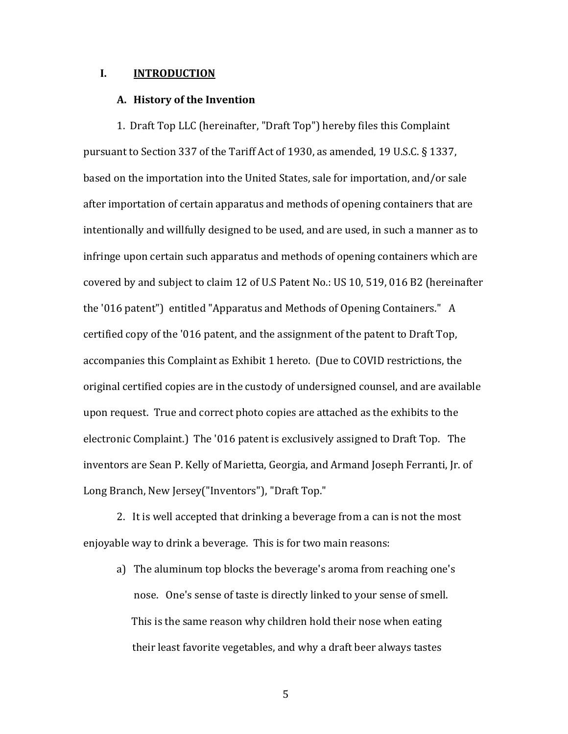# I. INTRODUCTION

## A. History of the Invention

1. Draft Top LLC (hereinafter, "Draft Top") hereby files this Complaint pursuant to Section 337 of the Tariff Act of 1930, as amended, 19 U.S.C. § 1337, based on the importation into the United States, sale for importation, and/or sale after importation of certain apparatus and methods of opening containers that are intentionally and willfully designed to be used, and are used, in such a manner as to infringe upon certain such apparatus and methods of opening containers which are covered by and subject to claim 12 of U.S Patent No.: US 10, 519, 016 B2 (hereinafter the '016 patent") entitled "Apparatus and Methods of Opening Containers." A certified copy of the '016 patent, and the assignment of the patent to Draft Top, accompanies this Complaint as Exhibit 1 hereto. (Due to COVID restrictions, the original certified copies are in the custody of undersigned counsel, and are available upon request. True and correct photo copies are attached as the exhibits to the electronic Complaint.) The '016 patent is exclusively assigned to Draft Top. The inventors are Sean P. Kelly of Marietta, Georgia, and Armand Joseph Ferranti, Jr. of Long Branch, New Jersey("Inventors"), "Draft Top."

2. It is well accepted that drinking a beverage from a can is not the most enjoyable way to drink a beverage. This is for two main reasons:

a) The aluminum top blocks the beverage's aroma from reaching one's nose. One's sense of taste is directly linked to your sense of smell. This is the same reason why children hold their nose when eating their least favorite vegetables, and why a draft beer always tastes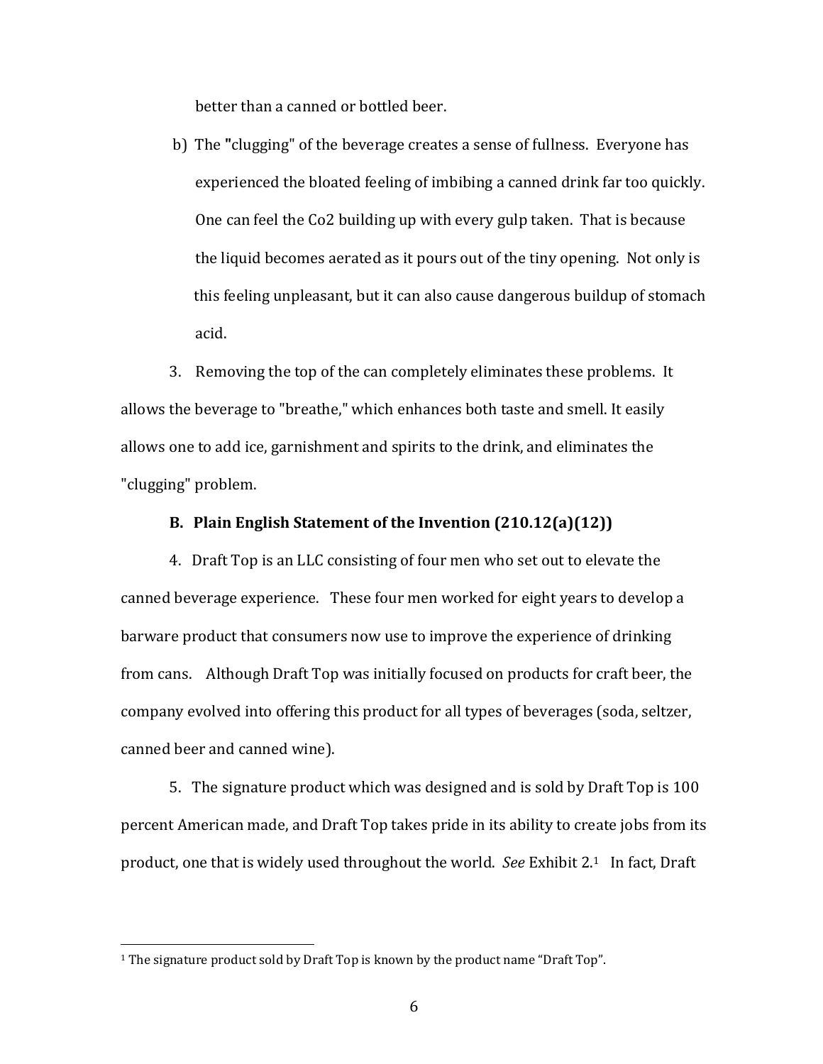better than a canned or bottled beer.

b) The "clugging" of the beverage creates a sense of fullness. Everyone has experienced the bloated feeling of imbibing a canned drink far too quickly. One can feel the Co2 building up with every gulp taken. That is because the liquid becomes aerated as it pours out of the tiny opening. Not only is this feeling unpleasant, but it can also cause dangerous buildup of stomach acid.

3. Removing the top of the can completely eliminates these problems. It allows the beverage to "breathe," which enhances both taste and smell. It easily allows one to add ice, garnishment and spirits to the drink, and eliminates the "clugging" problem.

**B. Plain English Statement of the Invention (210.12(a)(12))**

4. Draft Top is an LLC consisting of four men who set out to elevate the canned beverage experience. These four men worked for eight years to develop a barware product that consumers now use to improve the experience of drinking from cans. Although Draft Top was initially focused on products for craft beer, the company evolved into offering this product for all types of beverages (soda, seltzer, canned beer and canned wine).

5. The signature product which was designed and is sold by Draft Top is 100 percent American made, and Draft Top takes pride in its ability to create jobs from its product, one that is widely used throughout the world. *See* Exhibit 2.[1] In fact, Draft

[1] The signature product sold by Draft Top is known by the product name "Draft Top".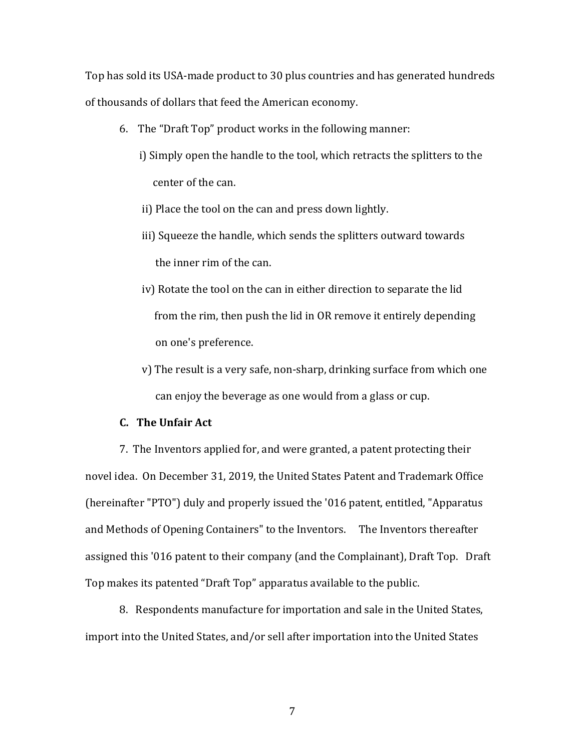Top has sold its USA-made product to 30 plus countries and has generated hundreds of thousands of dollars that feed the American economy.

6. The "Draft Top" product works in the following manner:

   i) Simply open the handle to the tool, which retracts the splitters to the center of the can.

   ii) Place the tool on the can and press down lightly.

   iii) Squeeze the handle, which sends the splitters outward towards the inner rim of the can.

   iv) Rotate the tool on the can in either direction to separate the lid from the rim, then push the lid in OR remove it entirely depending on one's preference.

   v) The result is a very safe, non-sharp, drinking surface from which one can enjoy the beverage as one would from a glass or cup.

**C. The Unfair Act**

7. The Inventors applied for, and were granted, a patent protecting their novel idea. On December 31, 2019, the United States Patent and Trademark Office (hereinafter "PTO") duly and properly issued the '016 patent, entitled, "Apparatus and Methods of Opening Containers" to the Inventors. The Inventors thereafter assigned this '016 patent to their company (and the Complainant), Draft Top. Draft Top makes its patented "Draft Top" apparatus available to the public.

8. Respondents manufacture for importation and sale in the United States, import into the United States, and/or sell after importation into the United States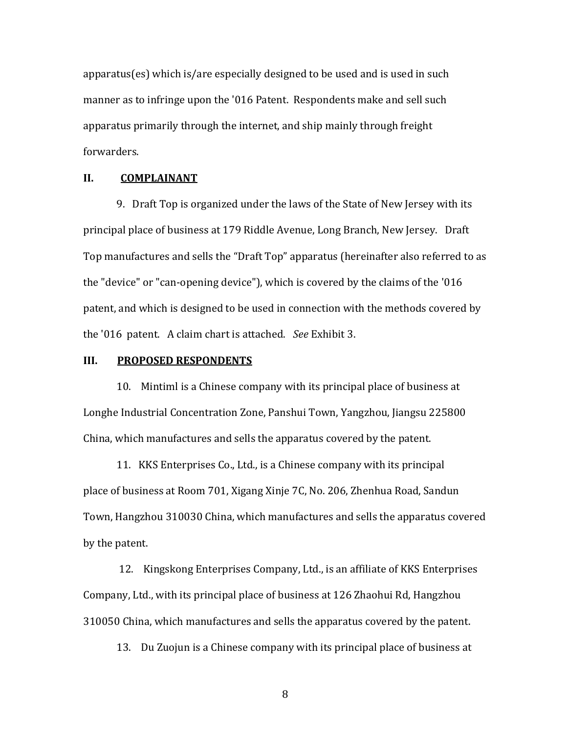apparatus(es) which is/are especially designed to be used and is used in such manner as to infringe upon the '016 Patent. Respondents make and sell such apparatus primarily through the internet, and ship mainly through freight forwarders.

## II. COMPLAINANT

9. Draft Top is organized under the laws of the State of New Jersey with its principal place of business at 179 Riddle Avenue, Long Branch, New Jersey. Draft Top manufactures and sells the "Draft Top" apparatus (hereinafter also referred to as the "device" or "can-opening device"), which is covered by the claims of the '016 patent, and which is designed to be used in connection with the methods covered by the '016 patent. A claim chart is attached. *See* Exhibit 3.

## III. PROPOSED RESPONDENTS

10. Mintiml is a Chinese company with its principal place of business at Longhe Industrial Concentration Zone, Panshui Town, Yangzhou, Jiangsu 225800 China, which manufactures and sells the apparatus covered by the patent.

11. KKS Enterprises Co., Ltd., is a Chinese company with its principal place of business at Room 701, Xigang Xinje 7C, No. 206, Zhenhua Road, Sandun Town, Hangzhou 310030 China, which manufactures and sells the apparatus covered by the patent.

12. Kingskong Enterprises Company, Ltd., is an affiliate of KKS Enterprises Company, Ltd., with its principal place of business at 126 Zhaohui Rd, Hangzhou 310050 China, which manufactures and sells the apparatus covered by the patent.

13. Du Zuojun is a Chinese company with its principal place of business at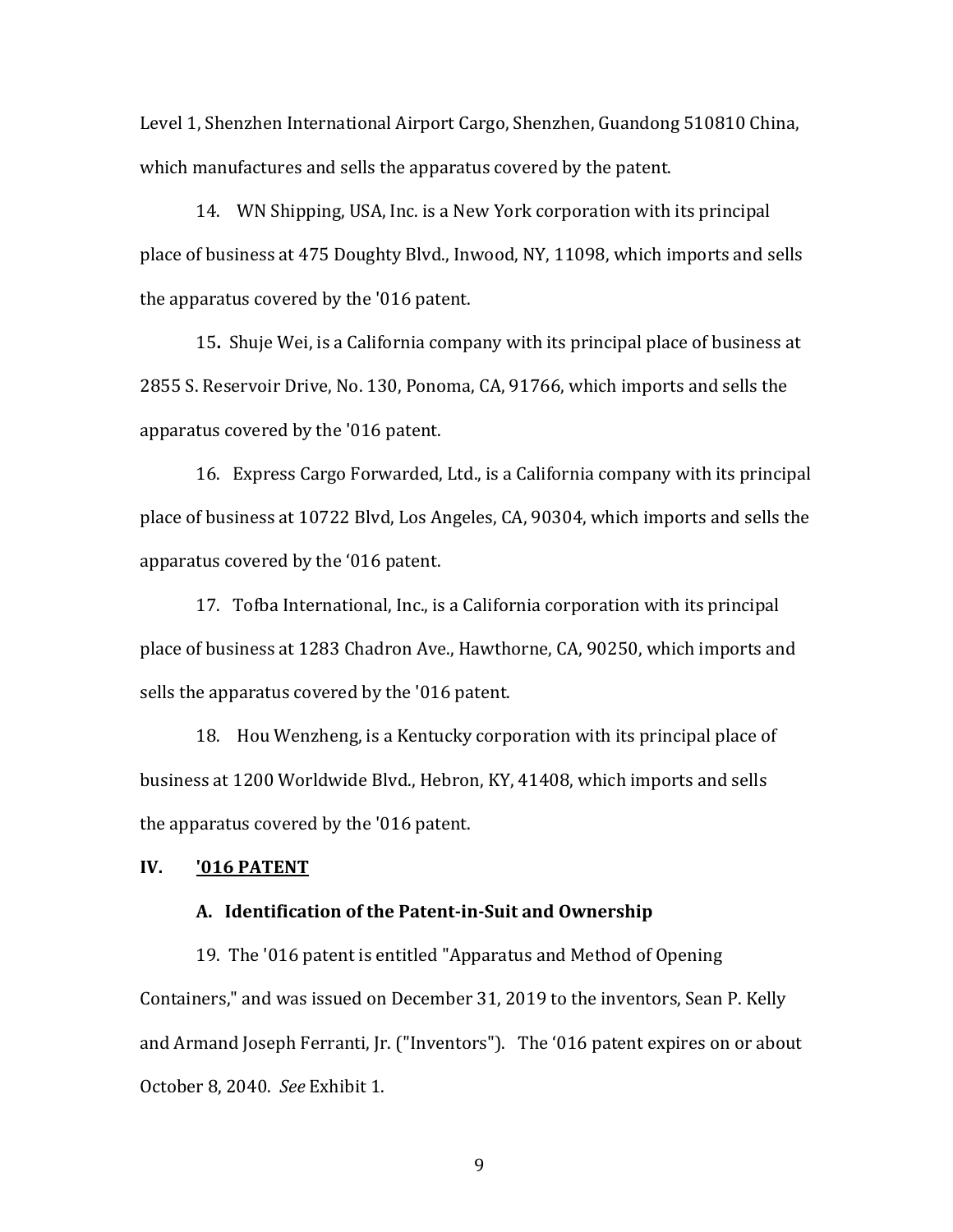Level 1, Shenzhen International Airport Cargo, Shenzhen, Guandong 510810 China, which manufactures and sells the apparatus covered by the patent.

14. WN Shipping, USA, Inc. is a New York corporation with its principal place of business at 475 Doughty Blvd., Inwood, NY, 11098, which imports and sells the apparatus covered by the '016 patent.

15. Shuje Wei, is a California company with its principal place of business at 2855 S. Reservoir Drive, No. 130, Ponoma, CA, 91766, which imports and sells the apparatus covered by the '016 patent.

16. Express Cargo Forwarded, Ltd., is a California company with its principal place of business at 10722 Blvd, Los Angeles, CA, 90304, which imports and sells the apparatus covered by the '016 patent.

17. Tofba International, Inc., is a California corporation with its principal place of business at 1283 Chadron Ave., Hawthorne, CA, 90250, which imports and sells the apparatus covered by the '016 patent.

18. Hou Wenzheng, is a Kentucky corporation with its principal place of business at 1200 Worldwide Blvd., Hebron, KY, 41408, which imports and sells the apparatus covered by the '016 patent.

## IV. <u>'016 PATENT</u>

### A. Identification of the Patent-in-Suit and Ownership

19. The '016 patent is entitled "Apparatus and Method of Opening Containers," and was issued on December 31, 2019 to the inventors, Sean P. Kelly and Armand Joseph Ferranti, Jr. ("Inventors"). The '016 patent expires on or about October 8, 2040. *See* Exhibit 1.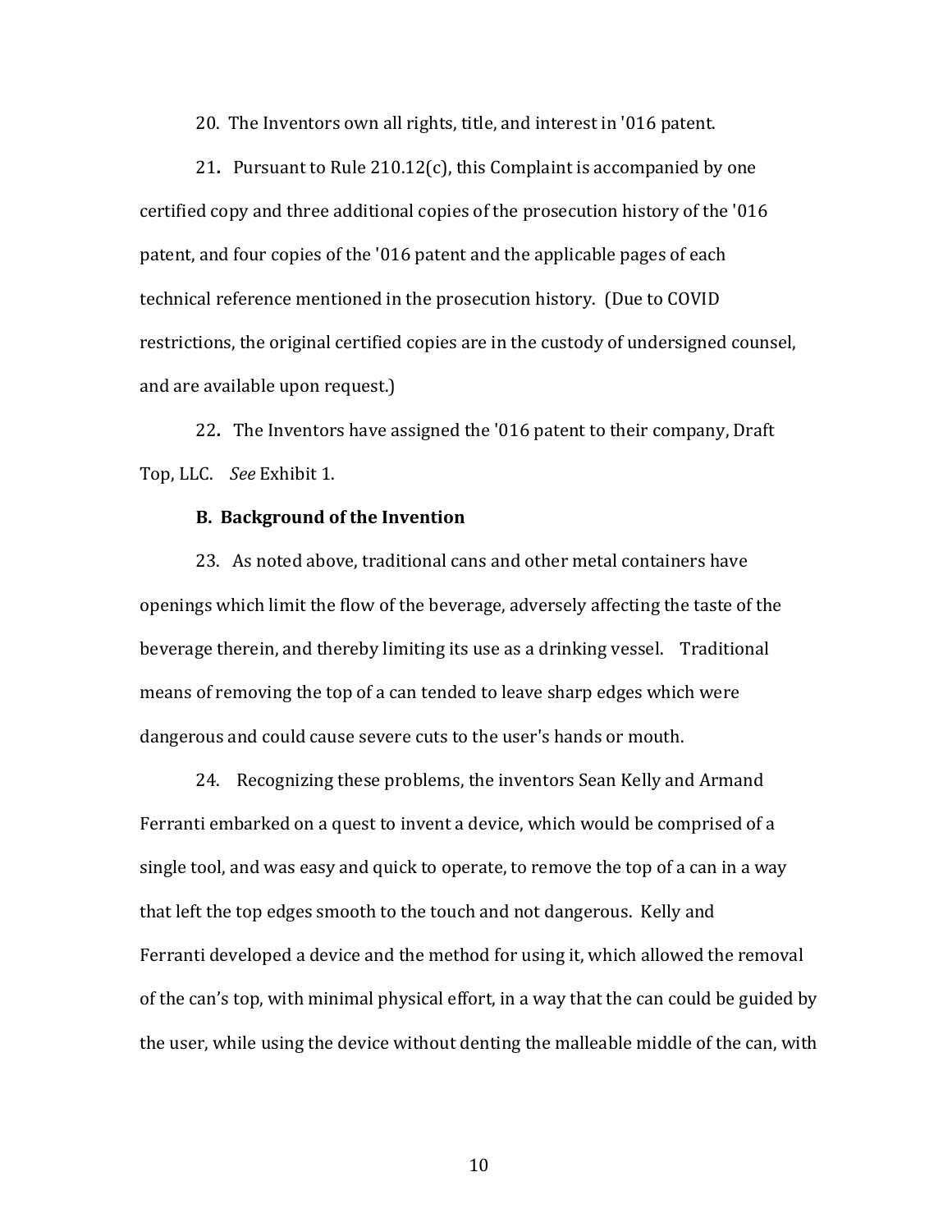20. The Inventors own all rights, title, and interest in '016 patent.

21**.** Pursuant to Rule 210.12(c), this Complaint is accompanied by one certified copy and three additional copies of the prosecution history of the '016 patent, and four copies of the '016 patent and the applicable pages of each technical reference mentioned in the prosecution history. (Due to COVID restrictions, the original certified copies are in the custody of undersigned counsel, and are available upon request.)

22**.** The Inventors have assigned the '016 patent to their company, Draft Top, LLC. *See* Exhibit 1.

**B. Background of the Invention**

23. As noted above, traditional cans and other metal containers have openings which limit the flow of the beverage, adversely affecting the taste of the beverage therein, and thereby limiting its use as a drinking vessel. Traditional means of removing the top of a can tended to leave sharp edges which were dangerous and could cause severe cuts to the user's hands or mouth.

24. Recognizing these problems, the inventors Sean Kelly and Armand Ferranti embarked on a quest to invent a device, which would be comprised of a single tool, and was easy and quick to operate, to remove the top of a can in a way that left the top edges smooth to the touch and not dangerous. Kelly and Ferranti developed a device and the method for using it, which allowed the removal of the can's top, with minimal physical effort, in a way that the can could be guided by the user, while using the device without denting the malleable middle of the can, with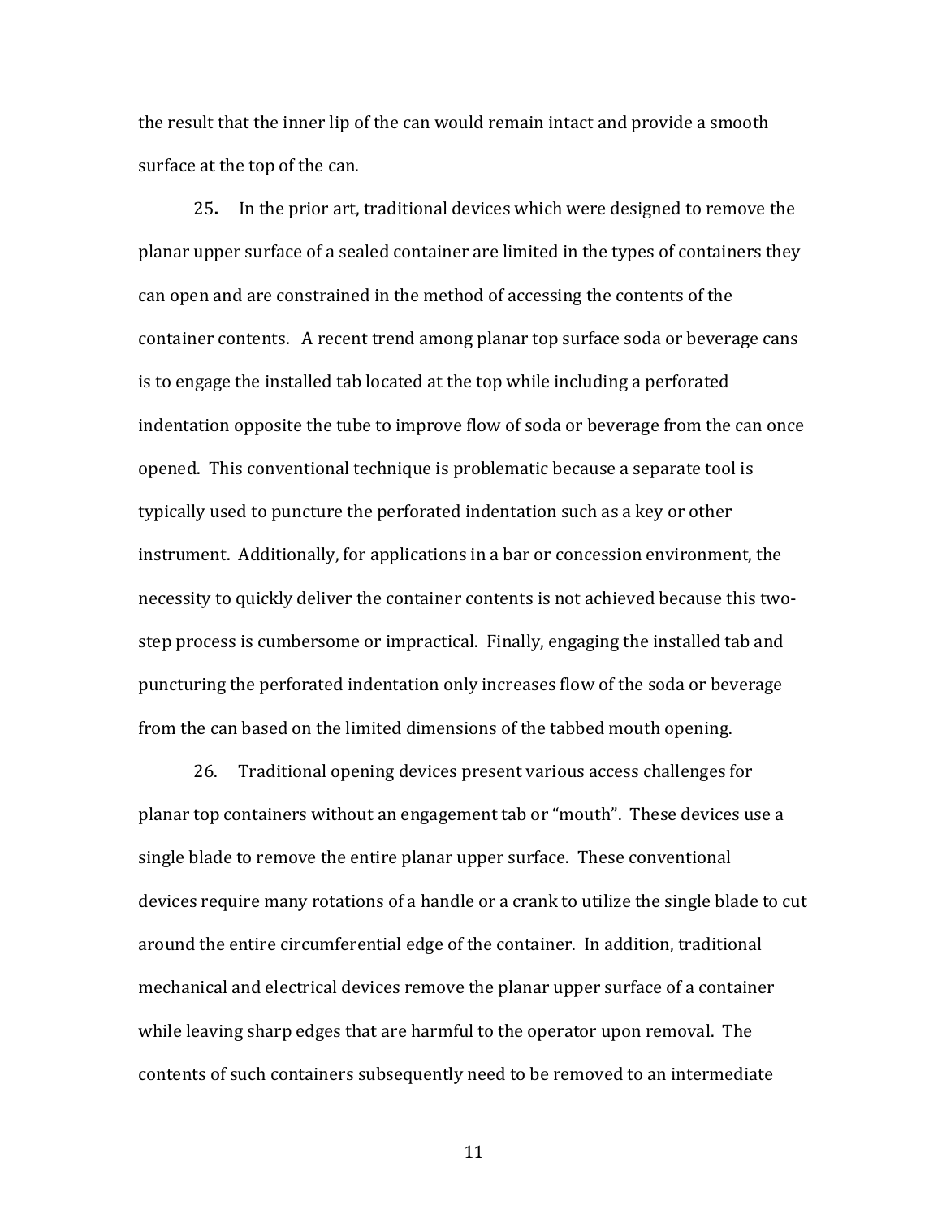the result that the inner lip of the can would remain intact and provide a smooth surface at the top of the can.

25. In the prior art, traditional devices which were designed to remove the planar upper surface of a sealed container are limited in the types of containers they can open and are constrained in the method of accessing the contents of the container contents. A recent trend among planar top surface soda or beverage cans is to engage the installed tab located at the top while including a perforated indentation opposite the tube to improve flow of soda or beverage from the can once opened. This conventional technique is problematic because a separate tool is typically used to puncture the perforated indentation such as a key or other instrument. Additionally, for applications in a bar or concession environment, the necessity to quickly deliver the container contents is not achieved because this two-step process is cumbersome or impractical. Finally, engaging the installed tab and puncturing the perforated indentation only increases flow of the soda or beverage from the can based on the limited dimensions of the tabbed mouth opening.

26. Traditional opening devices present various access challenges for planar top containers without an engagement tab or "mouth". These devices use a single blade to remove the entire planar upper surface. These conventional devices require many rotations of a handle or a crank to utilize the single blade to cut around the entire circumferential edge of the container. In addition, traditional mechanical and electrical devices remove the planar upper surface of a container while leaving sharp edges that are harmful to the operator upon removal. The contents of such containers subsequently need to be removed to an intermediate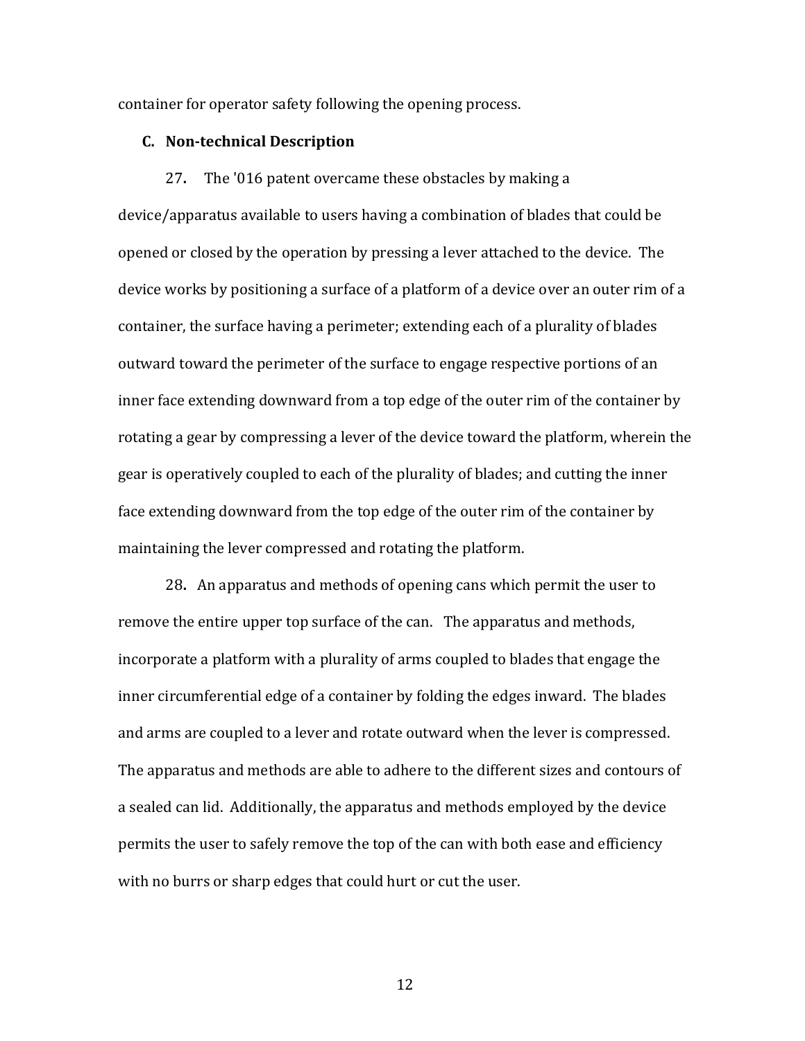container for operator safety following the opening process.

### C. Non-technical Description

27. The '016 patent overcame these obstacles by making a device/apparatus available to users having a combination of blades that could be opened or closed by the operation by pressing a lever attached to the device. The device works by positioning a surface of a platform of a device over an outer rim of a container, the surface having a perimeter; extending each of a plurality of blades outward toward the perimeter of the surface to engage respective portions of an inner face extending downward from a top edge of the outer rim of the container by rotating a gear by compressing a lever of the device toward the platform, wherein the gear is operatively coupled to each of the plurality of blades; and cutting the inner face extending downward from the top edge of the outer rim of the container by maintaining the lever compressed and rotating the platform.

28. An apparatus and methods of opening cans which permit the user to remove the entire upper top surface of the can. The apparatus and methods, incorporate a platform with a plurality of arms coupled to blades that engage the inner circumferential edge of a container by folding the edges inward. The blades and arms are coupled to a lever and rotate outward when the lever is compressed. The apparatus and methods are able to adhere to the different sizes and contours of a sealed can lid. Additionally, the apparatus and methods employed by the device permits the user to safely remove the top of the can with both ease and efficiency with no burrs or sharp edges that could hurt or cut the user.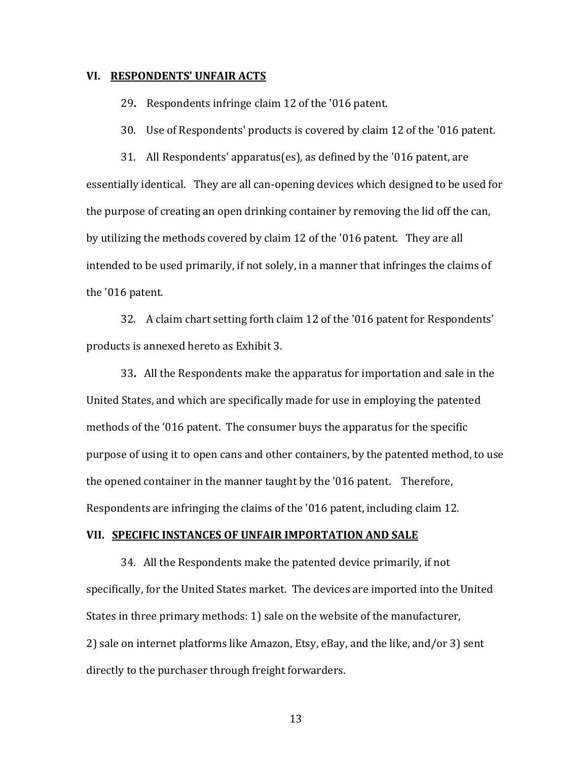## VI. RESPONDENTS' UNFAIR ACTS

29. Respondents infringe claim 12 of the '016 patent.

30. Use of Respondents' products is covered by claim 12 of the '016 patent.

31. All Respondents' apparatus(es), as defined by the '016 patent, are essentially identical. They are all can-opening devices which designed to be used for the purpose of creating an open drinking container by removing the lid off the can, by utilizing the methods covered by claim 12 of the '016 patent. They are all intended to be used primarily, if not solely, in a manner that infringes the claims of the '016 patent.

32. A claim chart setting forth claim 12 of the '016 patent for Respondents' products is annexed hereto as Exhibit 3.

33. All the Respondents make the apparatus for importation and sale in the United States, and which are specifically made for use in employing the patented methods of the '016 patent. The consumer buys the apparatus for the specific purpose of using it to open cans and other containers, by the patented method, to use the opened container in the manner taught by the '016 patent. Therefore, Respondents are infringing the claims of the '016 patent, including claim 12.

## VII. SPECIFIC INSTANCES OF UNFAIR IMPORTATION AND SALE

34. All the Respondents make the patented device primarily, if not specifically, for the United States market. The devices are imported into the United States in three primary methods: 1) sale on the website of the manufacturer, 2) sale on internet platforms like Amazon, Etsy, eBay, and the like, and/or 3) sent directly to the purchaser through freight forwarders.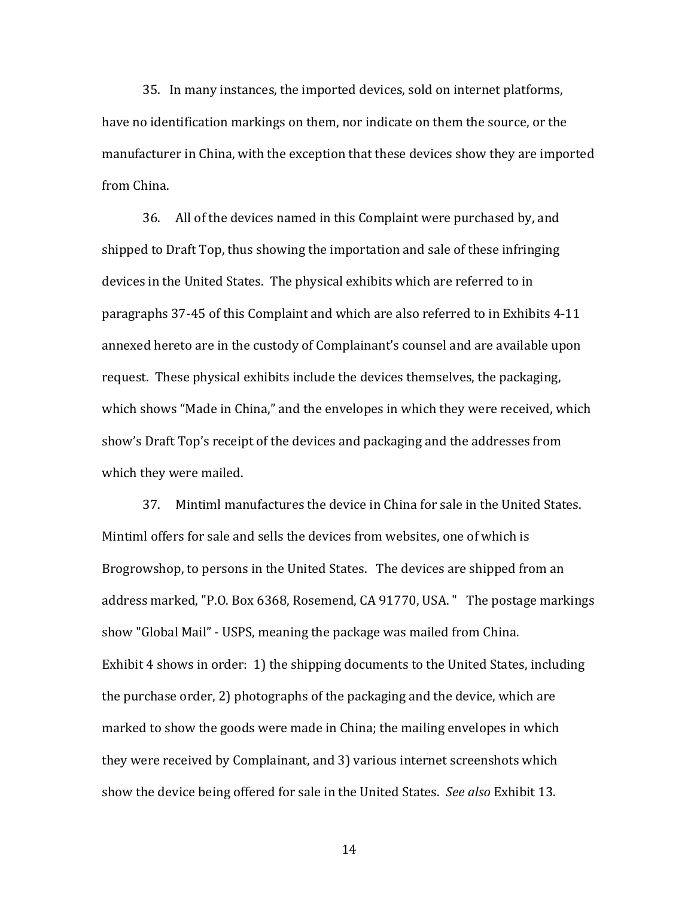35. In many instances, the imported devices, sold on internet platforms, have no identification markings on them, nor indicate on them the source, or the manufacturer in China, with the exception that these devices show they are imported from China.

36. All of the devices named in this Complaint were purchased by, and shipped to Draft Top, thus showing the importation and sale of these infringing devices in the United States. The physical exhibits which are referred to in paragraphs 37-45 of this Complaint and which are also referred to in Exhibits 4-11 annexed hereto are in the custody of Complainant's counsel and are available upon request. These physical exhibits include the devices themselves, the packaging, which shows "Made in China," and the envelopes in which they were received, which show's Draft Top's receipt of the devices and packaging and the addresses from which they were mailed.

37. Mintiml manufactures the device in China for sale in the United States. Mintiml offers for sale and sells the devices from websites, one of which is Brogrowshop, to persons in the United States. The devices are shipped from an address marked, "P.O. Box 6368, Rosemend, CA 91770, USA. " The postage markings show "Global Mail" - USPS, meaning the package was mailed from China. Exhibit 4 shows in order: 1) the shipping documents to the United States, including the purchase order, 2) photographs of the packaging and the device, which are marked to show the goods were made in China; the mailing envelopes in which they were received by Complainant, and 3) various internet screenshots which show the device being offered for sale in the United States. *See also* Exhibit 13.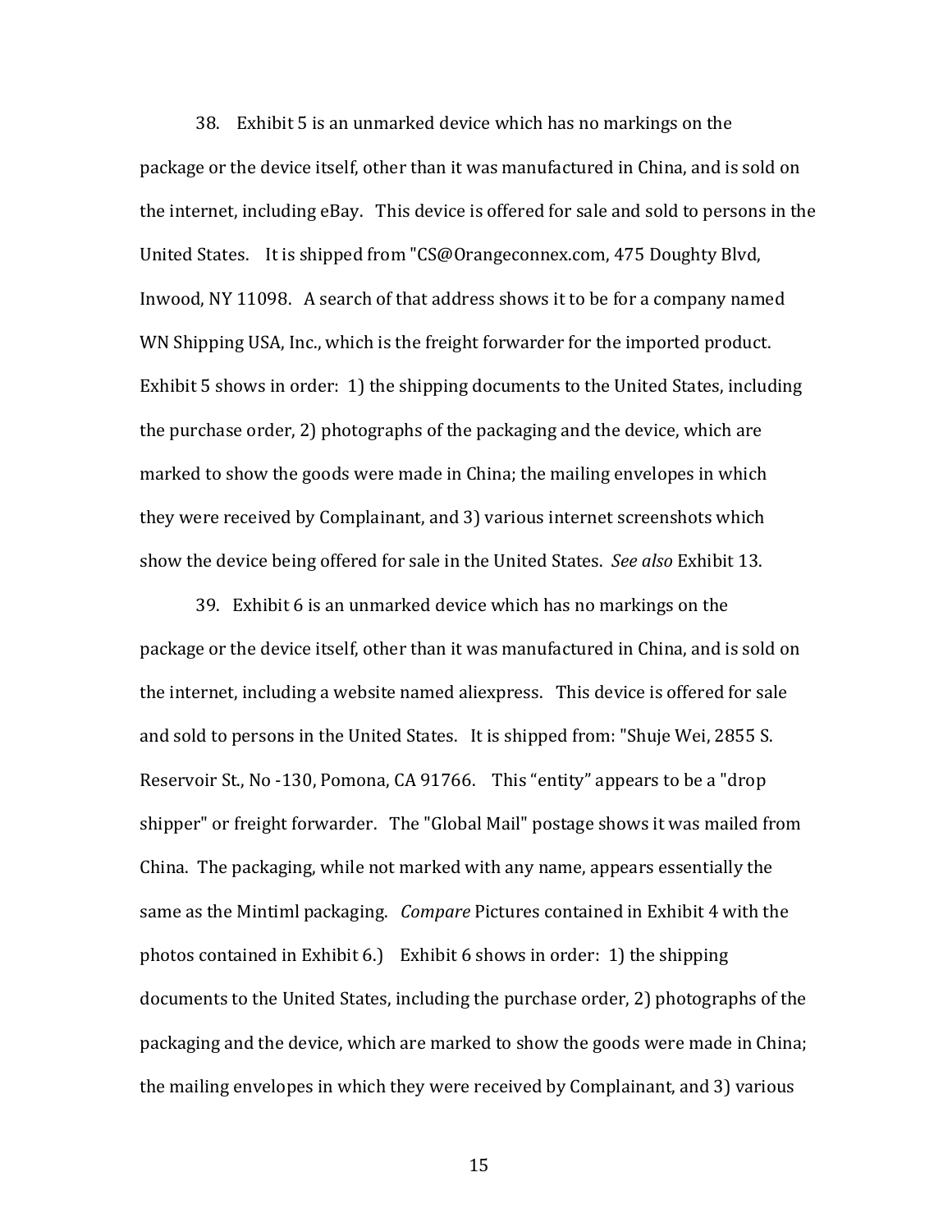38. Exhibit 5 is an unmarked device which has no markings on the package or the device itself, other than it was manufactured in China, and is sold on the internet, including eBay. This device is offered for sale and sold to persons in the United States. It is shipped from "CS@Orangeconnex.com, 475 Doughty Blvd, Inwood, NY 11098. A search of that address shows it to be for a company named WN Shipping USA, Inc., which is the freight forwarder for the imported product. Exhibit 5 shows in order: 1) the shipping documents to the United States, including the purchase order, 2) photographs of the packaging and the device, which are marked to show the goods were made in China; the mailing envelopes in which they were received by Complainant, and 3) various internet screenshots which show the device being offered for sale in the United States. *See also* Exhibit 13.

39. Exhibit 6 is an unmarked device which has no markings on the package or the device itself, other than it was manufactured in China, and is sold on the internet, including a website named aliexpress. This device is offered for sale and sold to persons in the United States. It is shipped from: "Shuje Wei, 2855 S. Reservoir St., No -130, Pomona, CA 91766. This "entity" appears to be a "drop shipper" or freight forwarder. The "Global Mail" postage shows it was mailed from China. The packaging, while not marked with any name, appears essentially the same as the Mintiml packaging. *Compare* Pictures contained in Exhibit 4 with the photos contained in Exhibit 6.) Exhibit 6 shows in order: 1) the shipping documents to the United States, including the purchase order, 2) photographs of the packaging and the device, which are marked to show the goods were made in China; the mailing envelopes in which they were received by Complainant, and 3) various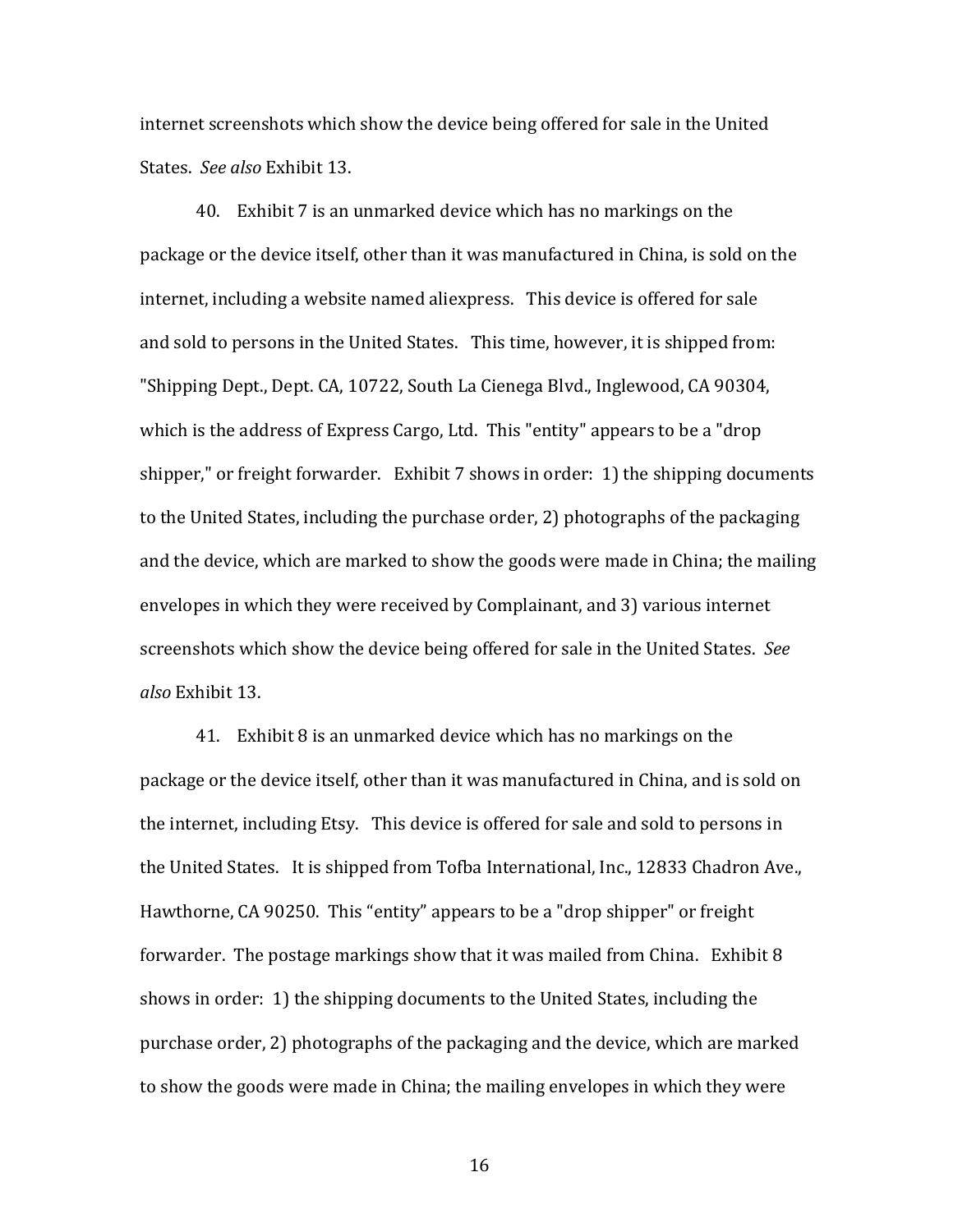internet screenshots which show the device being offered for sale in the United States. *See also* Exhibit 13.

40. Exhibit 7 is an unmarked device which has no markings on the package or the device itself, other than it was manufactured in China, is sold on the internet, including a website named aliexpress. This device is offered for sale and sold to persons in the United States. This time, however, it is shipped from: "Shipping Dept., Dept. CA, 10722, South La Cienega Blvd., Inglewood, CA 90304, which is the address of Express Cargo, Ltd. This "entity" appears to be a "drop shipper," or freight forwarder. Exhibit 7 shows in order: 1) the shipping documents to the United States, including the purchase order, 2) photographs of the packaging and the device, which are marked to show the goods were made in China; the mailing envelopes in which they were received by Complainant, and 3) various internet screenshots which show the device being offered for sale in the United States. *See also* Exhibit 13.

41. Exhibit 8 is an unmarked device which has no markings on the package or the device itself, other than it was manufactured in China, and is sold on the internet, including Etsy. This device is offered for sale and sold to persons in the United States. It is shipped from Tofba International, Inc., 12833 Chadron Ave., Hawthorne, CA 90250. This "entity" appears to be a "drop shipper" or freight forwarder. The postage markings show that it was mailed from China. Exhibit 8 shows in order: 1) the shipping documents to the United States, including the purchase order, 2) photographs of the packaging and the device, which are marked to show the goods were made in China; the mailing envelopes in which they were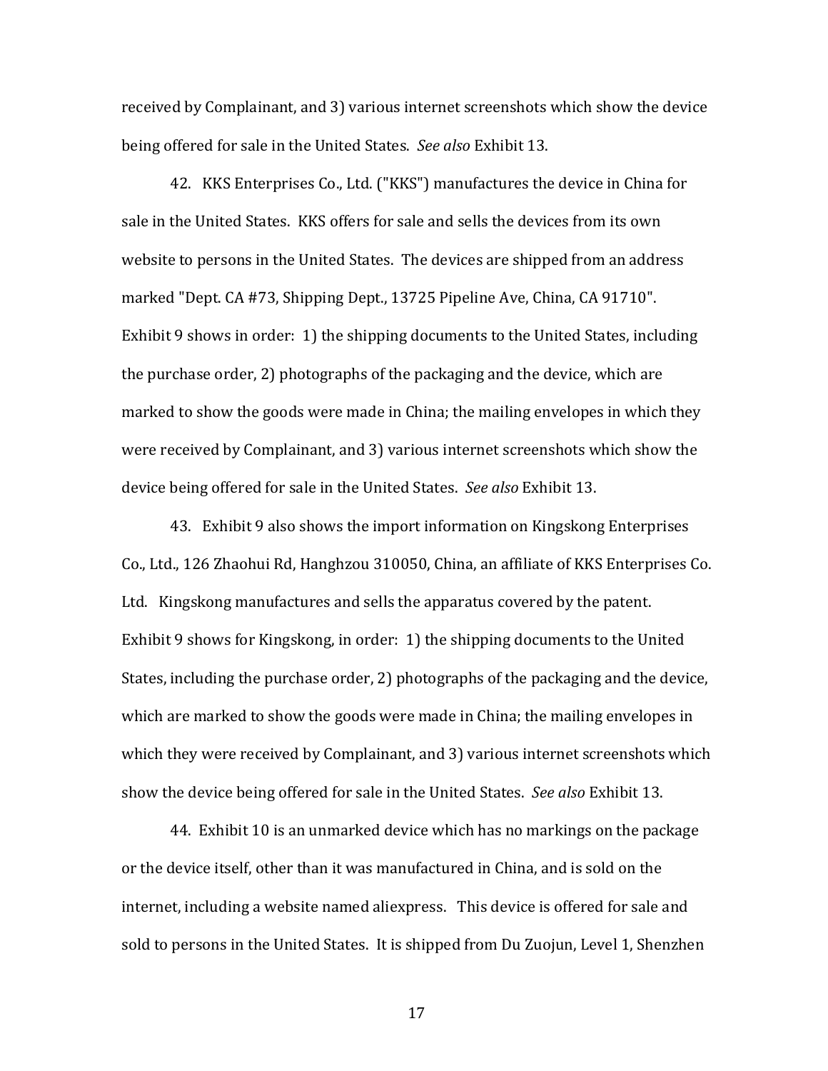received by Complainant, and 3) various internet screenshots which show the device being offered for sale in the United States. *See also* Exhibit 13.

42. KKS Enterprises Co., Ltd. ("KKS") manufactures the device in China for sale in the United States. KKS offers for sale and sells the devices from its own website to persons in the United States. The devices are shipped from an address marked "Dept. CA #73, Shipping Dept., 13725 Pipeline Ave, China, CA 91710". Exhibit 9 shows in order: 1) the shipping documents to the United States, including the purchase order, 2) photographs of the packaging and the device, which are marked to show the goods were made in China; the mailing envelopes in which they were received by Complainant, and 3) various internet screenshots which show the device being offered for sale in the United States. *See also* Exhibit 13.

43. Exhibit 9 also shows the import information on Kingskong Enterprises Co., Ltd., 126 Zhaohui Rd, Hanghzou 310050, China, an affiliate of KKS Enterprises Co. Ltd. Kingskong manufactures and sells the apparatus covered by the patent. Exhibit 9 shows for Kingskong, in order: 1) the shipping documents to the United States, including the purchase order, 2) photographs of the packaging and the device, which are marked to show the goods were made in China; the mailing envelopes in which they were received by Complainant, and 3) various internet screenshots which show the device being offered for sale in the United States. *See also* Exhibit 13.

44. Exhibit 10 is an unmarked device which has no markings on the package or the device itself, other than it was manufactured in China, and is sold on the internet, including a website named aliexpress. This device is offered for sale and sold to persons in the United States. It is shipped from Du Zuojun, Level 1, Shenzhen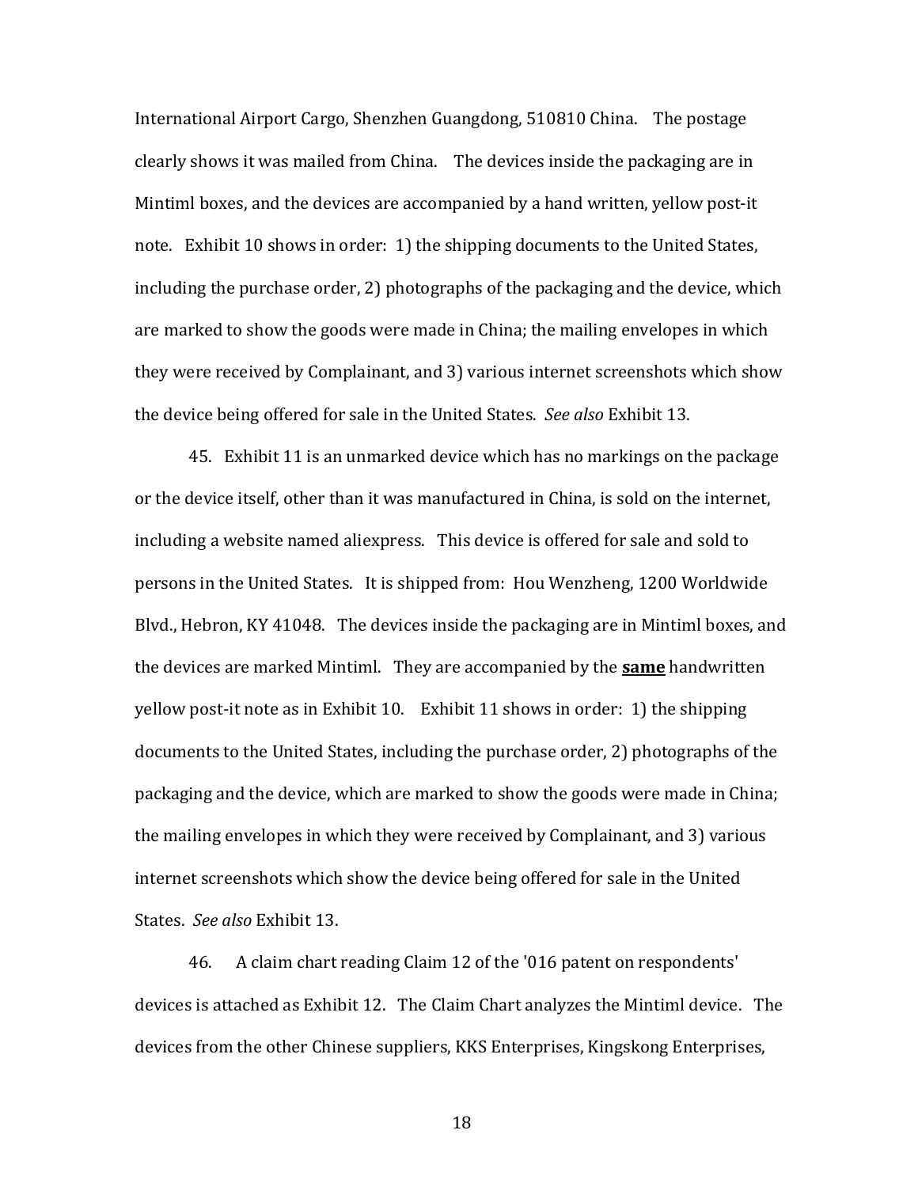International Airport Cargo, Shenzhen Guangdong, 510810 China. The postage clearly shows it was mailed from China. The devices inside the packaging are in Mintiml boxes, and the devices are accompanied by a hand written, yellow post-it note. Exhibit 10 shows in order: 1) the shipping documents to the United States, including the purchase order, 2) photographs of the packaging and the device, which are marked to show the goods were made in China; the mailing envelopes in which they were received by Complainant, and 3) various internet screenshots which show the device being offered for sale in the United States. *See also* Exhibit 13.

45. Exhibit 11 is an unmarked device which has no markings on the package or the device itself, other than it was manufactured in China, is sold on the internet, including a website named aliexpress. This device is offered for sale and sold to persons in the United States. It is shipped from: Hou Wenzheng, 1200 Worldwide Blvd., Hebron, KY 41048. The devices inside the packaging are in Mintiml boxes, and the devices are marked Mintiml. They are accompanied by the **<u>same</u>** handwritten yellow post-it note as in Exhibit 10. Exhibit 11 shows in order: 1) the shipping documents to the United States, including the purchase order, 2) photographs of the packaging and the device, which are marked to show the goods were made in China; the mailing envelopes in which they were received by Complainant, and 3) various internet screenshots which show the device being offered for sale in the United States. *See also* Exhibit 13.

46. A claim chart reading Claim 12 of the '016 patent on respondents' devices is attached as Exhibit 12. The Claim Chart analyzes the Mintiml device. The devices from the other Chinese suppliers, KKS Enterprises, Kingskong Enterprises,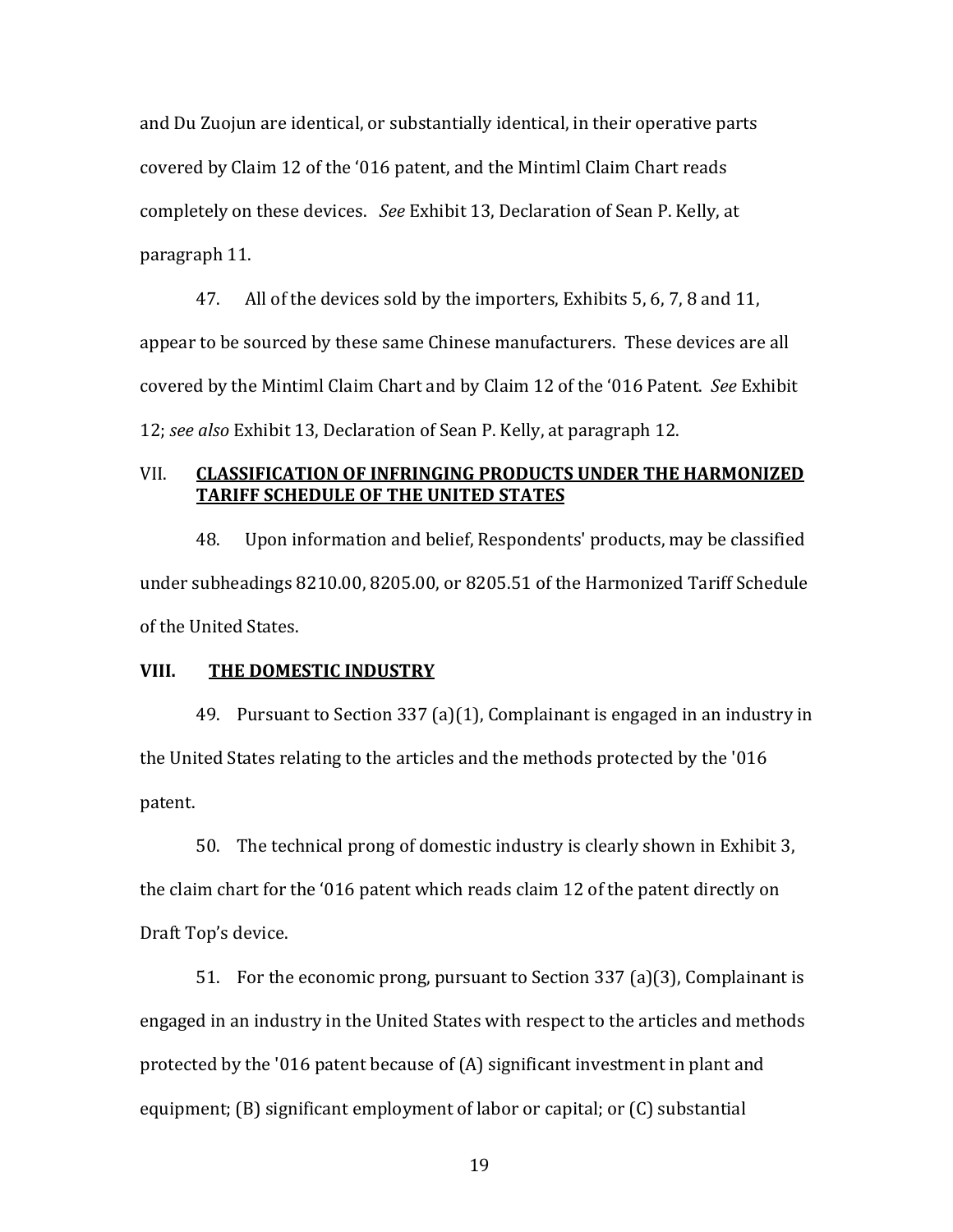and Du Zuojun are identical, or substantially identical, in their operative parts covered by Claim 12 of the '016 patent, and the Mintiml Claim Chart reads completely on these devices. *See* Exhibit 13, Declaration of Sean P. Kelly, at paragraph 11.

47. All of the devices sold by the importers, Exhibits 5, 6, 7, 8 and 11, appear to be sourced by these same Chinese manufacturers. These devices are all covered by the Mintiml Claim Chart and by Claim 12 of the '016 Patent. *See* Exhibit 12; *see also* Exhibit 13, Declaration of Sean P. Kelly, at paragraph 12.

## VII. <u>CLASSIFICATION OF INFRINGING PRODUCTS UNDER THE HARMONIZED TARIFF SCHEDULE OF THE UNITED STATES</u>

48. Upon information and belief, Respondents' products, may be classified under subheadings 8210.00, 8205.00, or 8205.51 of the Harmonized Tariff Schedule of the United States.

## VIII. <u>THE DOMESTIC INDUSTRY</u>

49. Pursuant to Section 337 (a)(1), Complainant is engaged in an industry in the United States relating to the articles and the methods protected by the '016 patent.

50. The technical prong of domestic industry is clearly shown in Exhibit 3, the claim chart for the '016 patent which reads claim 12 of the patent directly on Draft Top's device.

51. For the economic prong, pursuant to Section 337 (a)(3), Complainant is engaged in an industry in the United States with respect to the articles and methods protected by the '016 patent because of (A) significant investment in plant and equipment; (B) significant employment of labor or capital; or (C) substantial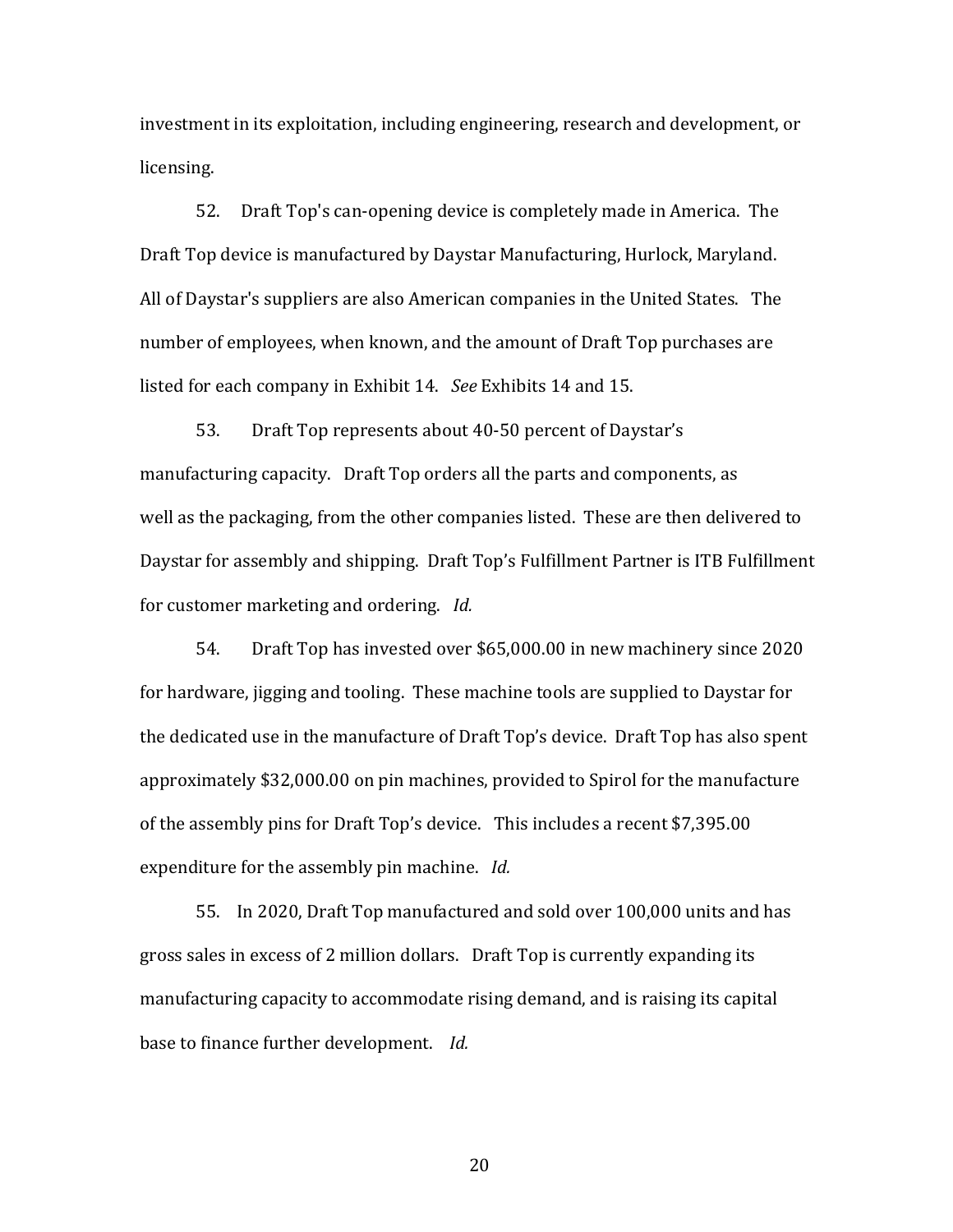investment in its exploitation, including engineering, research and development, or licensing.

52. Draft Top's can-opening device is completely made in America. The Draft Top device is manufactured by Daystar Manufacturing, Hurlock, Maryland. All of Daystar's suppliers are also American companies in the United States. The number of employees, when known, and the amount of Draft Top purchases are listed for each company in Exhibit 14. *See* Exhibits 14 and 15.

53. Draft Top represents about 40-50 percent of Daystar's manufacturing capacity. Draft Top orders all the parts and components, as well as the packaging, from the other companies listed. These are then delivered to Daystar for assembly and shipping. Draft Top's Fulfillment Partner is ITB Fulfillment for customer marketing and ordering. *Id.*

54. Draft Top has invested over $65,000.00 in new machinery since 2020 for hardware, jigging and tooling. These machine tools are supplied to Daystar for the dedicated use in the manufacture of Draft Top's device. Draft Top has also spent approximately $32,000.00 on pin machines, provided to Spirol for the manufacture of the assembly pins for Draft Top's device. This includes a recent $7,395.00 expenditure for the assembly pin machine. *Id.*

55. In 2020, Draft Top manufactured and sold over 100,000 units and has gross sales in excess of 2 million dollars. Draft Top is currently expanding its manufacturing capacity to accommodate rising demand, and is raising its capital base to finance further development. *Id.*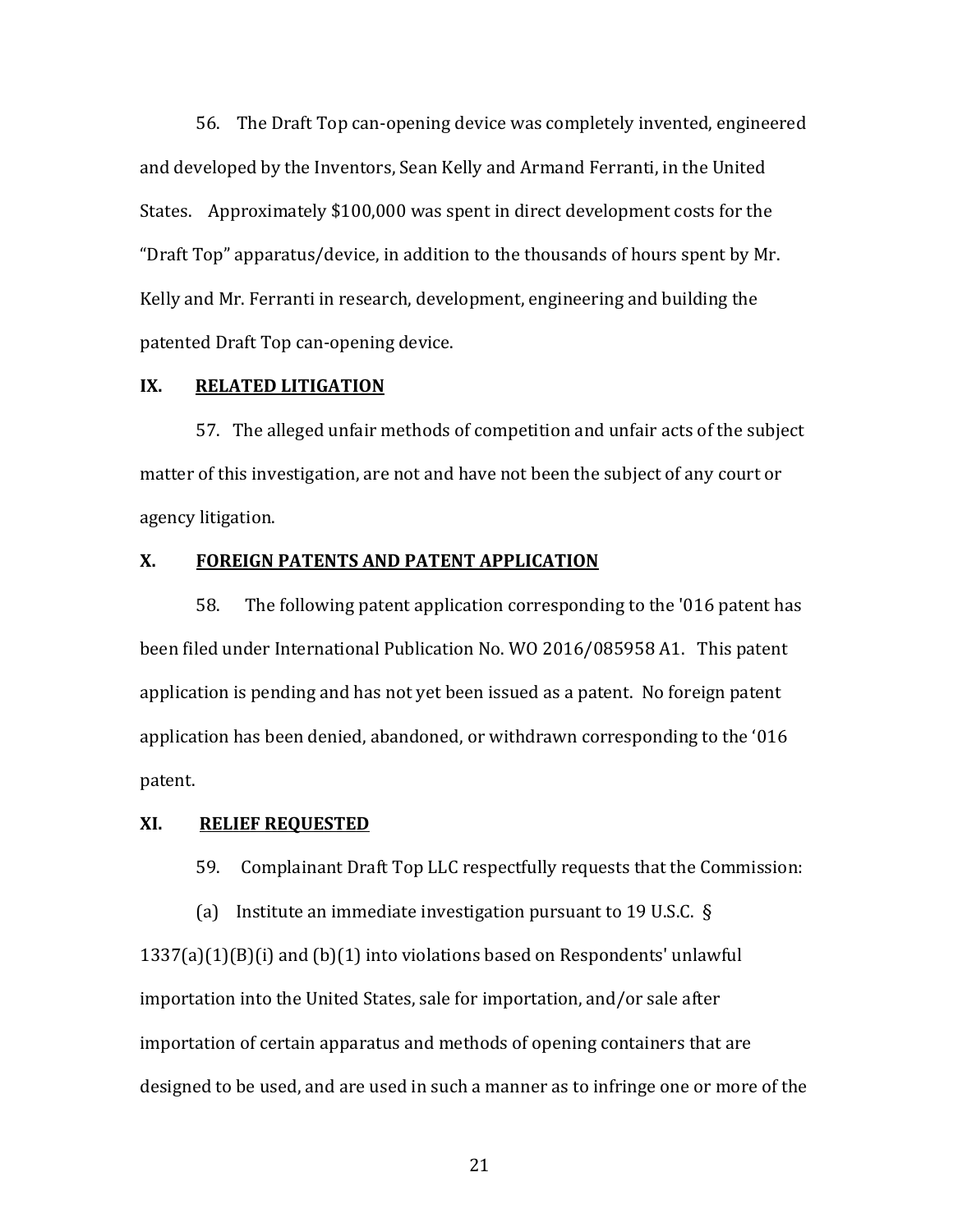56. The Draft Top can-opening device was completely invented, engineered and developed by the Inventors, Sean Kelly and Armand Ferranti, in the United States. Approximately $100,000 was spent in direct development costs for the "Draft Top" apparatus/device, in addition to the thousands of hours spent by Mr. Kelly and Mr. Ferranti in research, development, engineering and building the patented Draft Top can-opening device.

## IX. RELATED LITIGATION

57. The alleged unfair methods of competition and unfair acts of the subject matter of this investigation, are not and have not been the subject of any court or agency litigation.

## X. FOREIGN PATENTS AND PATENT APPLICATION

58. The following patent application corresponding to the '016 patent has been filed under International Publication No. WO 2016/085958 A1. This patent application is pending and has not yet been issued as a patent. No foreign patent application has been denied, abandoned, or withdrawn corresponding to the '016 patent.

## XI. RELIEF REQUESTED

59. Complainant Draft Top LLC respectfully requests that the Commission:

(a) Institute an immediate investigation pursuant to 19 U.S.C. § 1337(a)(1)(B)(i) and (b)(1) into violations based on Respondents' unlawful importation into the United States, sale for importation, and/or sale after importation of certain apparatus and methods of opening containers that are designed to be used, and are used in such a manner as to infringe one or more of the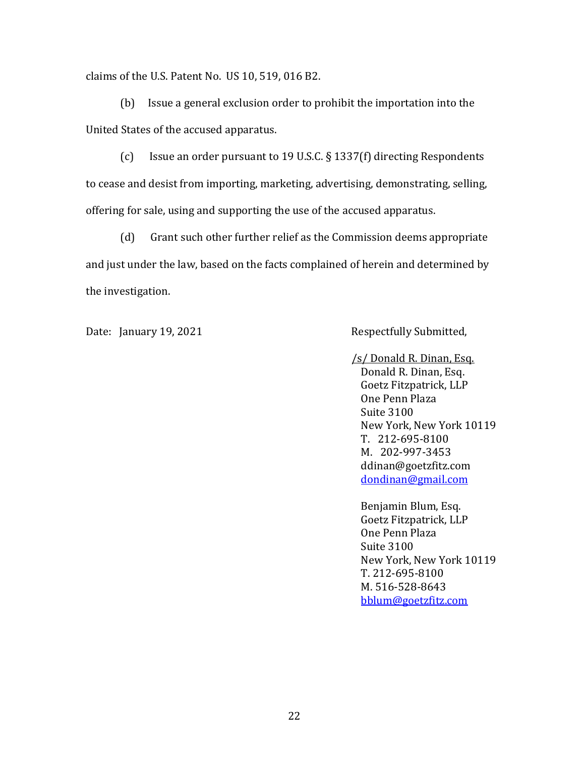claims of the U.S. Patent No. US 10, 519, 016 B2.

(b) Issue a general exclusion order to prohibit the importation into the United States of the accused apparatus.

(c) Issue an order pursuant to 19 U.S.C. § 1337(f) directing Respondents to cease and desist from importing, marketing, advertising, demonstrating, selling, offering for sale, using and supporting the use of the accused apparatus.

(d) Grant such other further relief as the Commission deems appropriate and just under the law, based on the facts complained of herein and determined by the investigation.

Date: January 19, 2021

Respectfully Submitted,

/s/ Donald R. Dinan, Esq.
Donald R. Dinan, Esq.
Goetz Fitzpatrick, LLP
One Penn Plaza
Suite 3100
New York, New York 10119
T. 212-695-8100
M. 202-997-3453
ddinan@goetzfitz.com
dondinan@gmail.com

Benjamin Blum, Esq.
Goetz Fitzpatrick, LLP
One Penn Plaza
Suite 3100
New York, New York 10119
T. 212-695-8100
M. 516-528-8643
bblum@goetzfitz.com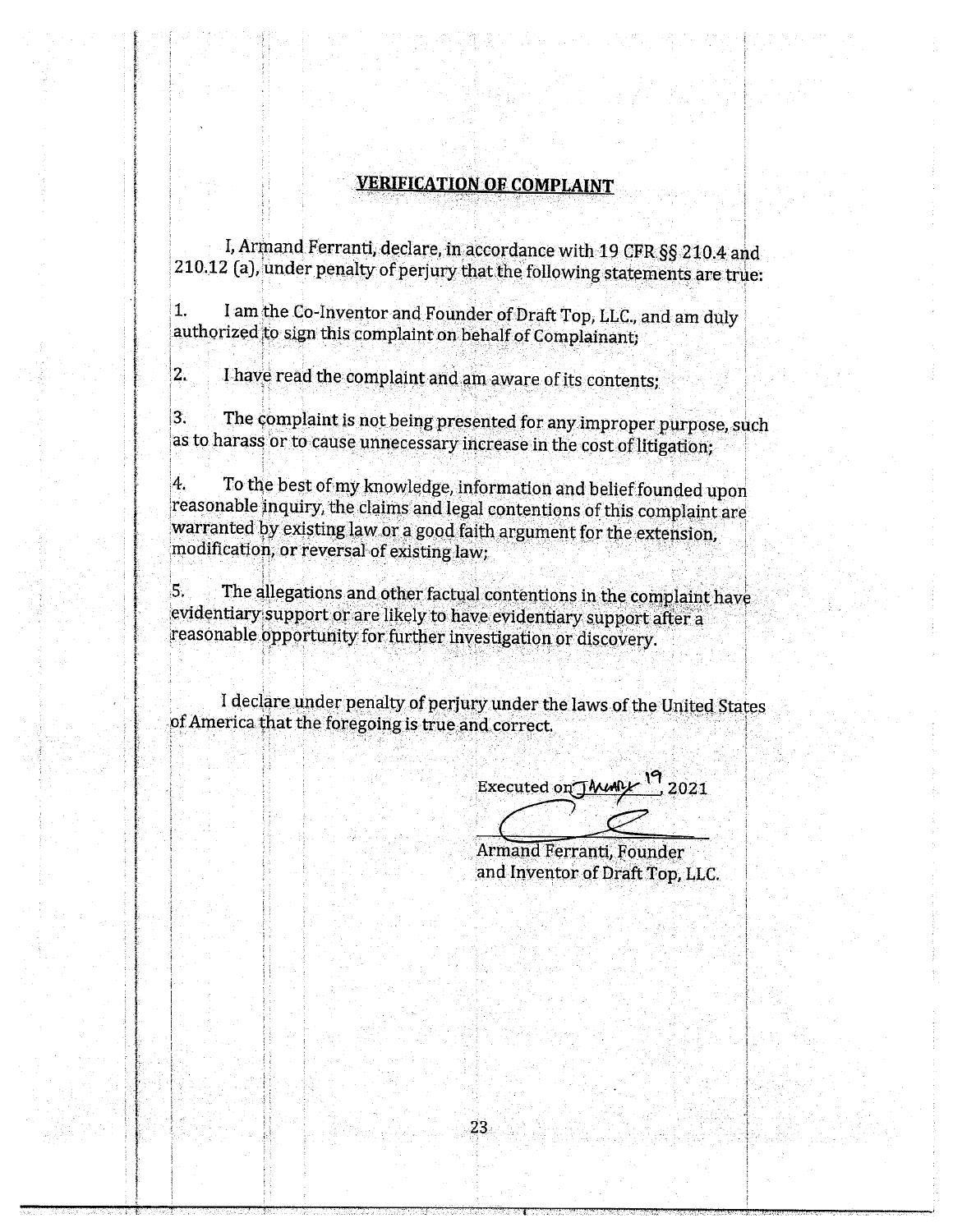## VERIFICATION OF COMPLAINT

I, Armand Ferranti, declare, in accordance with 19 CFR §§ 210.4 and 210.12 (a), under penalty of perjury that the following statements are true:

1. I am the Co-Inventor and Founder of Draft Top, LLC., and am duly authorized to sign this complaint on behalf of Complainant;

2. I have read the complaint and am aware of its contents;

3. The complaint is not being presented for any improper purpose, such as to harass or to cause unnecessary increase in the cost of litigation;

4. To the best of my knowledge, information and belief founded upon reasonable inquiry, the claims and legal contentions of this complaint are warranted by existing law or a good faith argument for the extension, modification, or reversal of existing law;

5. The allegations and other factual contentions in the complaint have evidentiary support or are likely to have evidentiary support after a reasonable opportunity for further investigation or discovery.

I declare under penalty of perjury under the laws of the United States of America that the foregoing is true and correct.

Executed on January 19, 2021

Armand Ferranti, Founder
and Inventor of Draft Top, LLC.